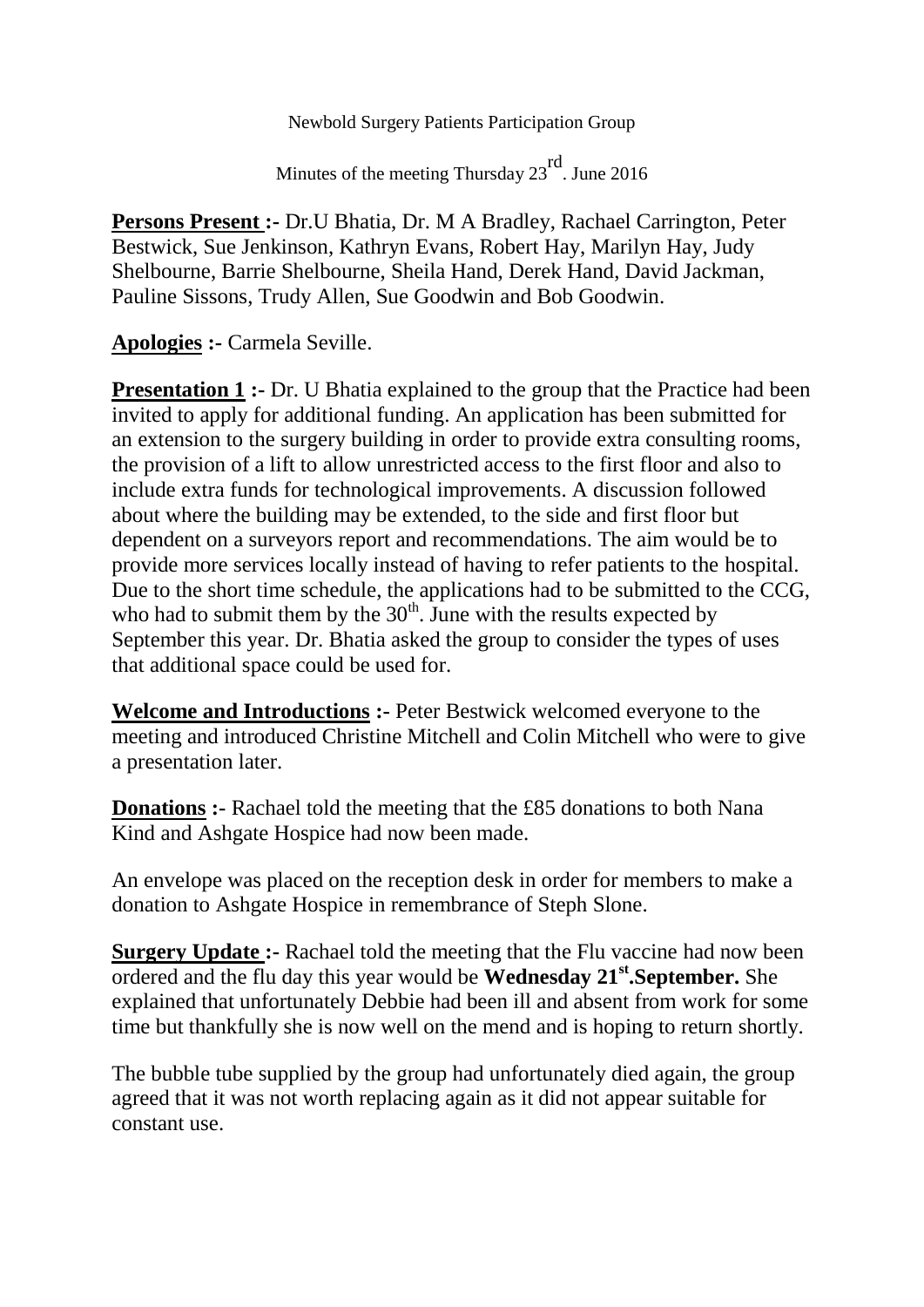Newbold Surgery Patients Participation Group

Minutes of the meeting Thursday 23rd. June 2016

**Persons Present :-** Dr.U Bhatia, Dr. M A Bradley, Rachael Carrington, Peter Bestwick, Sue Jenkinson, Kathryn Evans, Robert Hay, Marilyn Hay, Judy Shelbourne, Barrie Shelbourne, Sheila Hand, Derek Hand, David Jackman, Pauline Sissons, Trudy Allen, Sue Goodwin and Bob Goodwin.

**Apologies :-** Carmela Seville.

**Presentation 1 :-** Dr. U Bhatia explained to the group that the Practice had been invited to apply for additional funding. An application has been submitted for an extension to the surgery building in order to provide extra consulting rooms, the provision of a lift to allow unrestricted access to the first floor and also to include extra funds for technological improvements. A discussion followed about where the building may be extended, to the side and first floor but dependent on a surveyors report and recommendations. The aim would be to provide more services locally instead of having to refer patients to the hospital. Due to the short time schedule, the applications had to be submitted to the CCG, who had to submit them by the 30th. June with the results expected by September this year. Dr. Bhatia asked the group to consider the types of uses that additional space could be used for.

**Welcome and Introductions :-** Peter Bestwick welcomed everyone to the meeting and introduced Christine Mitchell and Colin Mitchell who were to give a presentation later.

**Donations :-** Rachael told the meeting that the £85 donations to both Nana Kind and Ashgate Hospice had now been made.

An envelope was placed on the reception desk in order for members to make a donation to Ashgate Hospice in remembrance of Steph Slone.

**Surgery Update :-** Rachael told the meeting that the Flu vaccine had now been ordered and the flu day this year would be **Wednesday 21st.September.** She explained that unfortunately Debbie had been ill and absent from work for some time but thankfully she is now well on the mend and is hoping to return shortly.

The bubble tube supplied by the group had unfortunately died again, the group agreed that it was not worth replacing again as it did not appear suitable for constant use.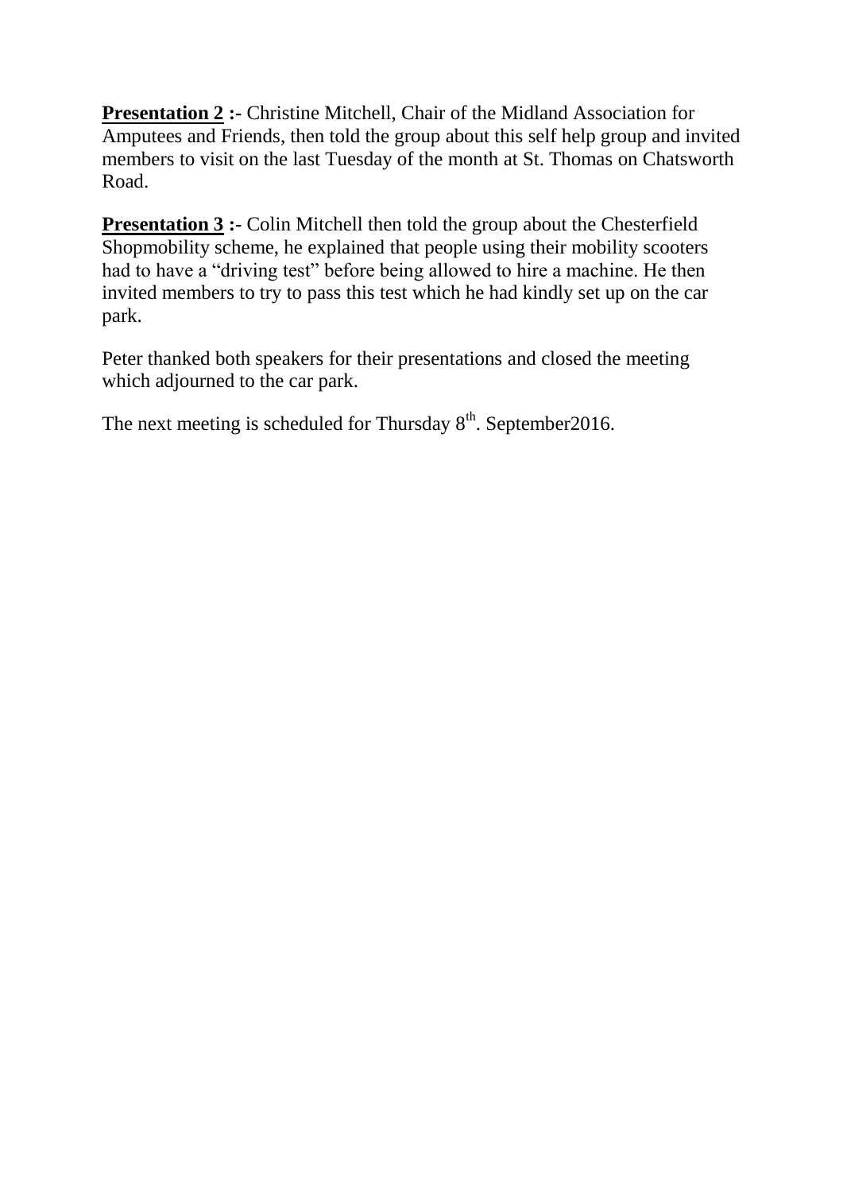**<u>Presentation 2</u> :-** Christine Mitchell, Chair of the Midland Association for Amputees and Friends, then told the group about this self help group and invited members to visit on the last Tuesday of the month at St. Thomas on Chatsworth Road.

**<u>Presentation 3</u> :-** Colin Mitchell then told the group about the Chesterfield Shopmobility scheme, he explained that people using their mobility scooters had to have a "driving test" before being allowed to hire a machine. He then invited members to try to pass this test which he had kindly set up on the car park.

Peter thanked both speakers for their presentations and closed the meeting which adjourned to the car park.

The next meeting is scheduled for Thursday 8th. September2016.